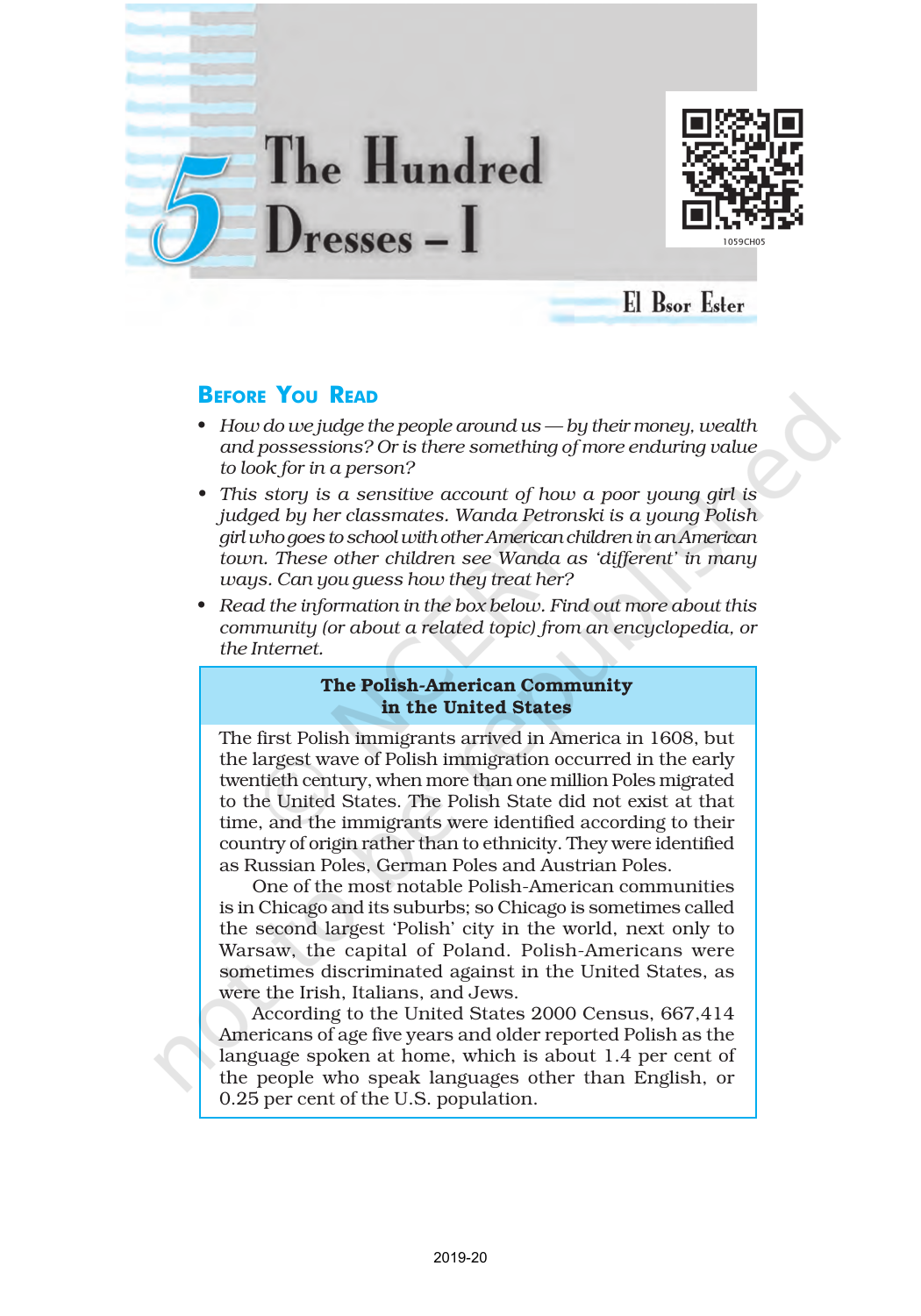# 5 The Hundred Dresses – I

El Bsor Ester

## Before You Read

- *How do we judge the people around us — by their money, wealth and possessions? Or is there something of more enduring value to look for in a person?*
- *This story is a sensitive account of how a poor young girl is judged by her classmates. Wanda Petronski is a young Polish girl who goes to school with other American children in an American town. These other children see Wanda as 'different' in many ways. Can you guess how they treat her?*
- *Read the information in the box below. Find out more about this community (or about a related topic) from an encyclopedia, or the Internet.*

### The Polish-American Community in the United States

The first Polish immigrants arrived in America in 1608, but the largest wave of Polish immigration occurred in the early twentieth century, when more than one million Poles migrated to the United States. The Polish State did not exist at that time, and the immigrants were identified according to their country of origin rather than to ethnicity. They were identified as Russian Poles, German Poles and Austrian Poles.

One of the most notable Polish-American communities is in Chicago and its suburbs; so Chicago is sometimes called the second largest 'Polish' city in the world, next only to Warsaw, the capital of Poland. Polish-Americans were sometimes discriminated against in the United States, as were the Irish, Italians, and Jews.

According to the United States 2000 Census, 667,414 Americans of age five years and older reported Polish as the language spoken at home, which is about 1.4 per cent of the people who speak languages other than English, or 0.25 per cent of the U.S. population.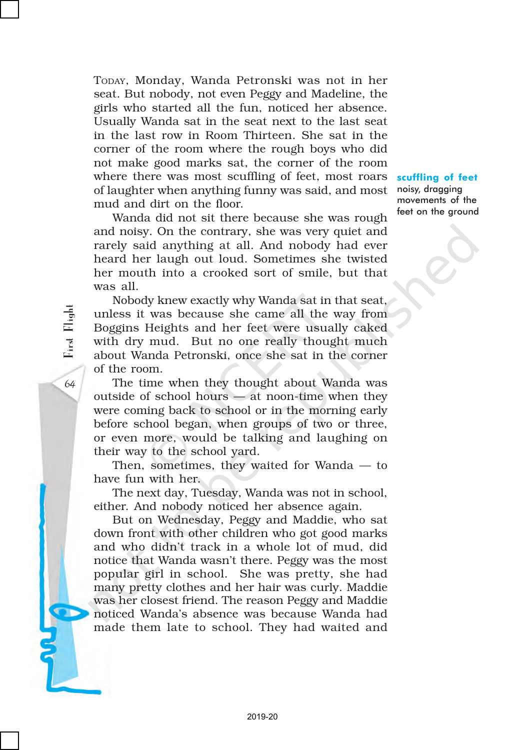Today, Monday, Wanda Petronski was not in her seat. But nobody, not even Peggy and Madeline, the girls who started all the fun, noticed her absence. Usually Wanda sat in the seat next to the last seat in the last row in Room Thirteen. She sat in the corner of the room where the rough boys who did not make good marks sat, the corner of the room where there was most scuffling of feet, most roars of laughter when anything funny was said, and most mud and dirt on the floor.

**scuffling of feet**
noisy, dragging movements of the feet on the ground

Wanda did not sit there because she was rough and noisy. On the contrary, she was very quiet and rarely said anything at all. And nobody had ever heard her laugh out loud. Sometimes she twisted her mouth into a crooked sort of smile, but that was all.

Nobody knew exactly why Wanda sat in that seat, unless it was because she came all the way from Boggins Heights and her feet were usually caked with dry mud. But no one really thought much about Wanda Petronski, once she sat in the corner of the room.

The time when they thought about Wanda was outside of school hours — at noon-time when they were coming back to school or in the morning early before school began, when groups of two or three, or even more, would be talking and laughing on their way to the school yard.

Then, sometimes, they waited for Wanda — to have fun with her.

The next day, Tuesday, Wanda was not in school, either. And nobody noticed her absence again.

But on Wednesday, Peggy and Maddie, who sat down front with other children who got good marks and who didn't track in a whole lot of mud, did notice that Wanda wasn't there. Peggy was the most popular girl in school. She was pretty, she had many pretty clothes and her hair was curly. Maddie was her closest friend. The reason Peggy and Maddie noticed Wanda's absence was because Wanda had made them late to school. They had waited and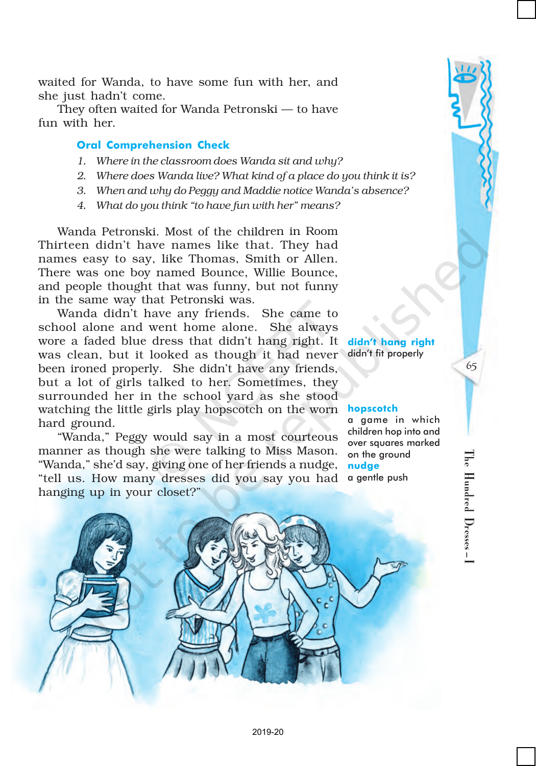waited for Wanda, to have some fun with her, and she just hadn't come.

They often waited for Wanda Petronski — to have fun with her.

### Oral Comprehension Check

1. *Where in the classroom does Wanda sit and why?*
2. *Where does Wanda live? What kind of a place do you think it is?*
3. *When and why do Peggy and Maddie notice Wanda's absence?*
4. *What do you think "to have fun with her" means?*

Wanda Petronski. Most of the children in Room Thirteen didn't have names like that. They had names easy to say, like Thomas, Smith or Allen. There was one boy named Bounce, Willie Bounce, and people thought that was funny, but not funny in the same way that Petronski was.

Wanda didn't have any friends. She came to school alone and went home alone. She always wore a faded blue dress that didn't hang right. It was clean, but it looked as though it had never been ironed properly. She didn't have any friends, but a lot of girls talked to her. Sometimes, they surrounded her in the school yard as she stood watching the little girls play hopscotch on the worn hard ground.

"Wanda," Peggy would say in a most courteous manner as though she were talking to Miss Mason. "Wanda," she'd say, giving one of her friends a nudge, "tell us. How many dresses did you say you had hanging up in your closet?"

**didn't hang right**
didn't fit properly

**hopscotch**
a game in which children hop into and over squares marked on the ground

**nudge**
a gentle push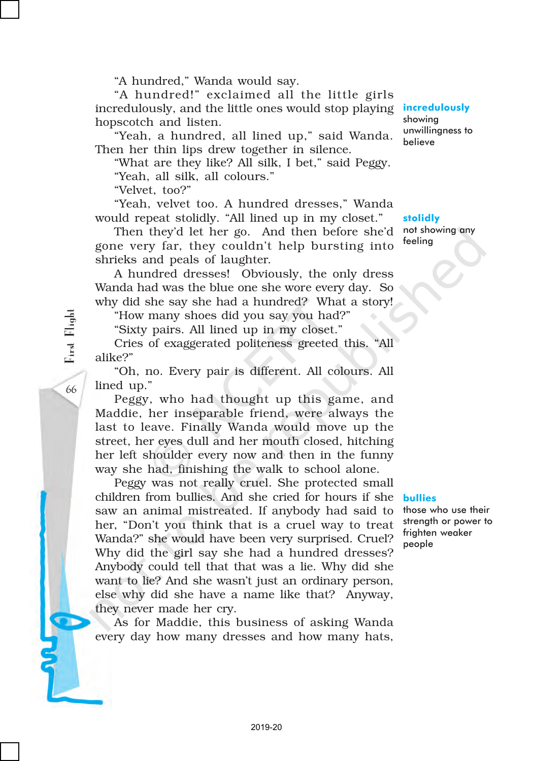"A hundred," Wanda would say.

"A hundred!" exclaimed all the little girls incredulously, and the little ones would stop playing hopscotch and listen.

**incredulously**
showing unwillingness to believe

"Yeah, a hundred, all lined up," said Wanda. Then her thin lips drew together in silence.

"What are they like? All silk, I bet," said Peggy.

"Yeah, all silk, all colours."

"Velvet, too?"

"Yeah, velvet too. A hundred dresses," Wanda would repeat stolidly. "All lined up in my closet."

**stolidly**
not showing any feeling

Then they'd let her go. And then before she'd gone very far, they couldn't help bursting into shrieks and peals of laughter.

A hundred dresses! Obviously, the only dress Wanda had was the blue one she wore every day. So why did she say she had a hundred? What a story!

"How many shoes did you say you had?"

"Sixty pairs. All lined up in my closet."

Cries of exaggerated politeness greeted this. "All alike?"

"Oh, no. Every pair is different. All colours. All lined up."

Peggy, who had thought up this game, and Maddie, her inseparable friend, were always the last to leave. Finally Wanda would move up the street, her eyes dull and her mouth closed, hitching her left shoulder every now and then in the funny way she had, finishing the walk to school alone.

Peggy was not really cruel. She protected small children from bullies. And she cried for hours if she saw an animal mistreated. If anybody had said to her, "Don't you think that is a cruel way to treat Wanda?" she would have been very surprised. Cruel? Why did the girl say she had a hundred dresses? Anybody could tell that that was a lie. Why did she want to lie? And she wasn't just an ordinary person, else why did she have a name like that? Anyway, they never made her cry.

**bullies**
those who use their strength or power to frighten weaker people

As for Maddie, this business of asking Wanda every day how many dresses and how many hats,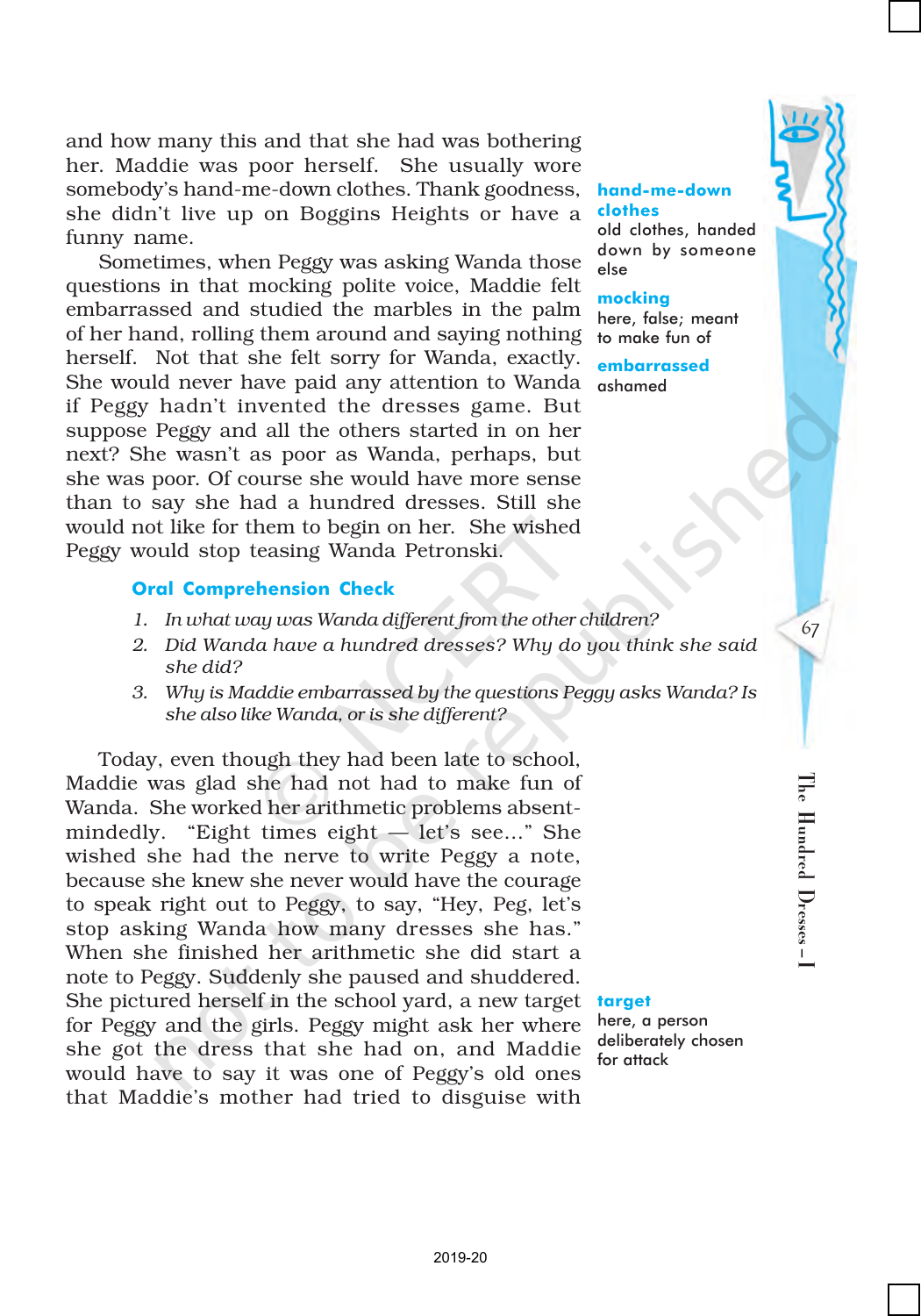and how many this and that she had was bothering her. Maddie was poor herself. She usually wore somebody's hand-me-down clothes. Thank goodness, she didn't live up on Boggins Heights or have a funny name.

Sometimes, when Peggy was asking Wanda those questions in that mocking polite voice, Maddie felt embarrassed and studied the marbles in the palm of her hand, rolling them around and saying nothing herself. Not that she felt sorry for Wanda, exactly. She would never have paid any attention to Wanda if Peggy hadn't invented the dresses game. But suppose Peggy and all the others started in on her next? She wasn't as poor as Wanda, perhaps, but she was poor. Of course she would have more sense than to say she had a hundred dresses. Still she would not like for them to begin on her. She wished Peggy would stop teasing Wanda Petronski.

**hand-me-down clothes**
old clothes, handed down by someone else

**mocking**
here, false; meant to make fun of

**embarrassed**
ashamed

### Oral Comprehension Check

1. *In what way was Wanda different from the other children?*
2. *Did Wanda have a hundred dresses? Why do you think she said she did?*
3. *Why is Maddie embarrassed by the questions Peggy asks Wanda? Is she also like Wanda, or is she different?*

Today, even though they had been late to school, Maddie was glad she had not had to make fun of Wanda. She worked her arithmetic problems absent-mindedly. "Eight times eight — let's see..." She wished she had the nerve to write Peggy a note, because she knew she never would have the courage to speak right out to Peggy, to say, "Hey, Peg, let's stop asking Wanda how many dresses she has." When she finished her arithmetic she did start a note to Peggy. Suddenly she paused and shuddered. She pictured herself in the school yard, a new target for Peggy and the girls. Peggy might ask her where she got the dress that she had on, and Maddie would have to say it was one of Peggy's old ones that Maddie's mother had tried to disguise with

**target**
here, a person deliberately chosen for attack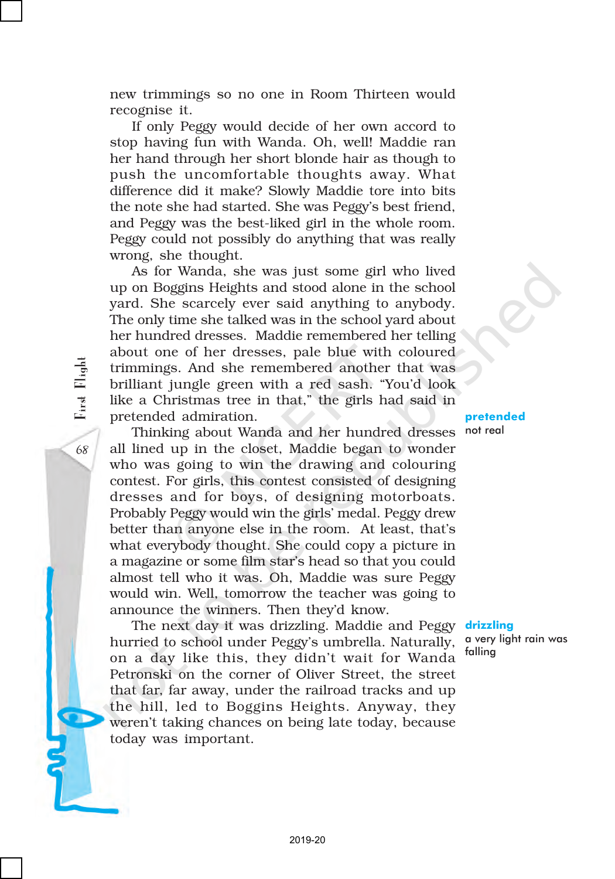new trimmings so no one in Room Thirteen would recognise it.

If only Peggy would decide of her own accord to stop having fun with Wanda. Oh, well! Maddie ran her hand through her short blonde hair as though to push the uncomfortable thoughts away. What difference did it make? Slowly Maddie tore into bits the note she had started. She was Peggy's best friend, and Peggy was the best-liked girl in the whole room. Peggy could not possibly do anything that was really wrong, she thought.

As for Wanda, she was just some girl who lived up on Boggins Heights and stood alone in the school yard. She scarcely ever said anything to anybody. The only time she talked was in the school yard about her hundred dresses. Maddie remembered her telling about one of her dresses, pale blue with coloured trimmings. And she remembered another that was brilliant jungle green with a red sash. "You'd look like a Christmas tree in that," the girls had said in pretended admiration.

**pretended**
not real

Thinking about Wanda and her hundred dresses all lined up in the closet, Maddie began to wonder who was going to win the drawing and colouring contest. For girls, this contest consisted of designing dresses and for boys, of designing motorboats. Probably Peggy would win the girls' medal. Peggy drew better than anyone else in the room. At least, that's what everybody thought. She could copy a picture in a magazine or some film star's head so that you could almost tell who it was. Oh, Maddie was sure Peggy would win. Well, tomorrow the teacher was going to announce the winners. Then they'd know.

The next day it was drizzling. Maddie and Peggy hurried to school under Peggy's umbrella. Naturally, on a day like this, they didn't wait for Wanda Petronski on the corner of Oliver Street, the street that far, far away, under the railroad tracks and up the hill, led to Boggins Heights. Anyway, they weren't taking chances on being late today, because today was important.

**drizzling**
a very light rain was falling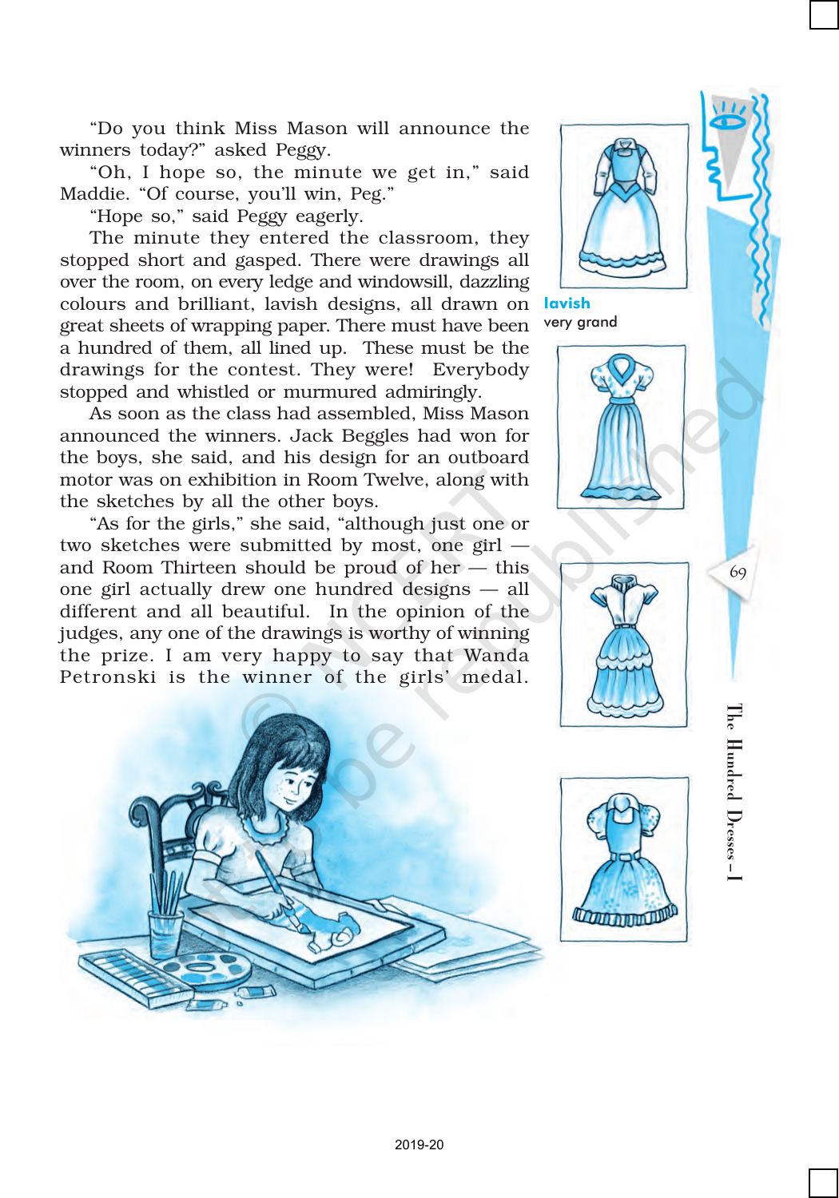"Do you think Miss Mason will announce the winners today?" asked Peggy.

"Oh, I hope so, the minute we get in," said Maddie. "Of course, you'll win, Peg."

"Hope so," said Peggy eagerly.

The minute they entered the classroom, they stopped short and gasped. There were drawings all over the room, on every ledge and windowsill, dazzling colours and brilliant, lavish designs, all drawn on great sheets of wrapping paper. There must have been a hundred of them, all lined up. These must be the drawings for the contest. They were! Everybody stopped and whistled or murmured admiringly.

As soon as the class had assembled, Miss Mason announced the winners. Jack Beggles had won for the boys, she said, and his design for an outboard motor was on exhibition in Room Twelve, along with the sketches by all the other boys.

"As for the girls," she said, "although just one or two sketches were submitted by most, one girl — and Room Thirteen should be proud of her — this one girl actually drew one hundred designs — all different and all beautiful. In the opinion of the judges, any one of the drawings is worthy of winning the prize. I am very happy to say that Wanda Petronski is the winner of the girls' medal.

**lavish**
very grand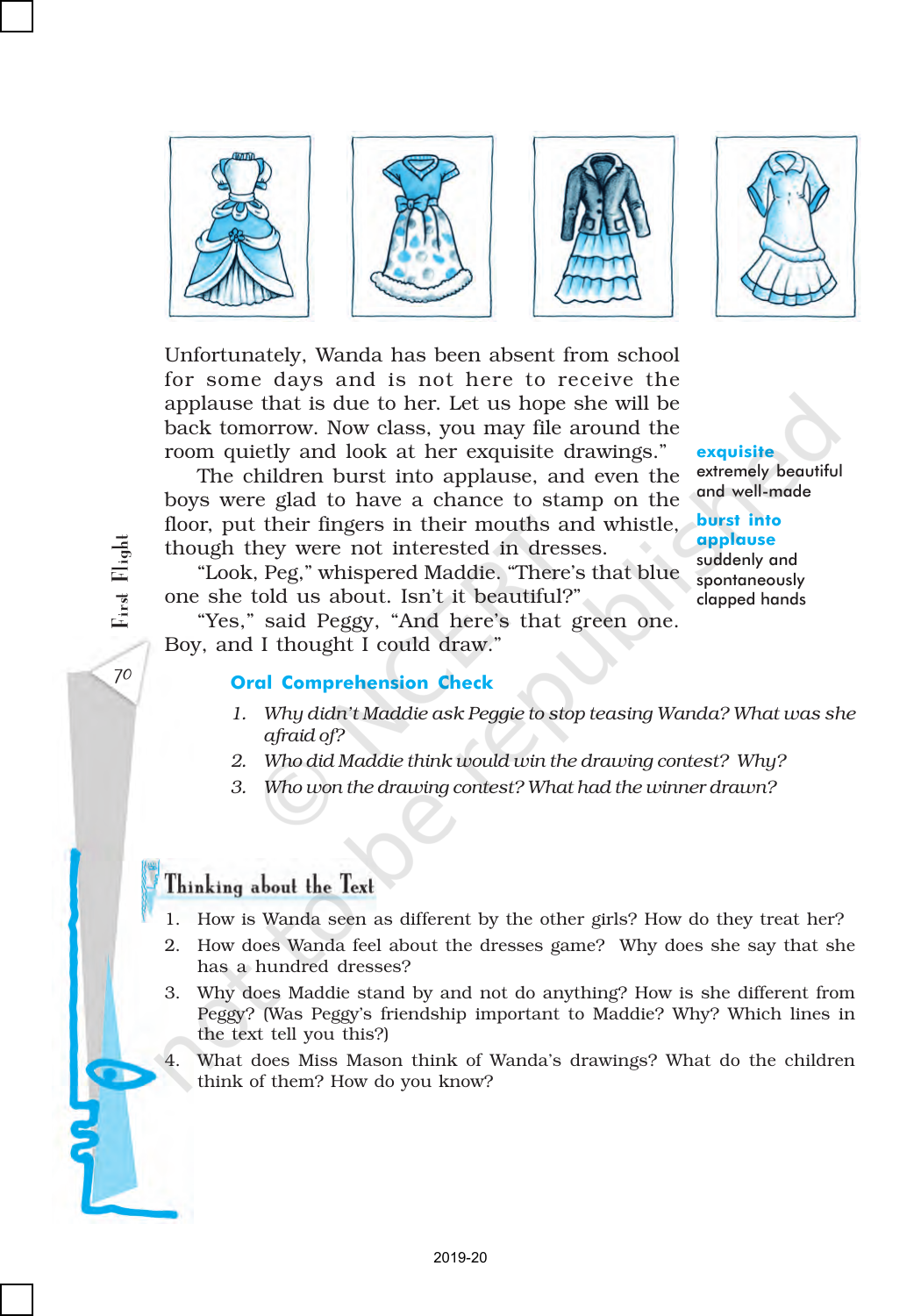Unfortunately, Wanda has been absent from school for some days and is not here to receive the applause that is due to her. Let us hope she will be back tomorrow. Now class, you may file around the room quietly and look at her exquisite drawings."

The children burst into applause, and even the boys were glad to have a chance to stamp on the floor, put their fingers in their mouths and whistle, though they were not interested in dresses.

"Look, Peg," whispered Maddie. "There's that blue one she told us about. Isn't it beautiful?"

"Yes," said Peggy, "And here's that green one. Boy, and I thought I could draw."

**exquisite** extremely beautiful and well-made

**burst into applause** suddenly and spontaneously clapped hands

## Oral Comprehension Check

1. *Why didn't Maddie ask Peggie to stop teasing Wanda? What was she afraid of?*
2. *Who did Maddie think would win the drawing contest? Why?*
3. *Who won the drawing contest? What had the winner drawn?*

## Thinking about the Text

1. How is Wanda seen as different by the other girls? How do they treat her?
2. How does Wanda feel about the dresses game? Why does she say that she has a hundred dresses?
3. Why does Maddie stand by and not do anything? How is she different from Peggy? (Was Peggy's friendship important to Maddie? Why? Which lines in the text tell you this?)
4. What does Miss Mason think of Wanda's drawings? What do the children think of them? How do you know?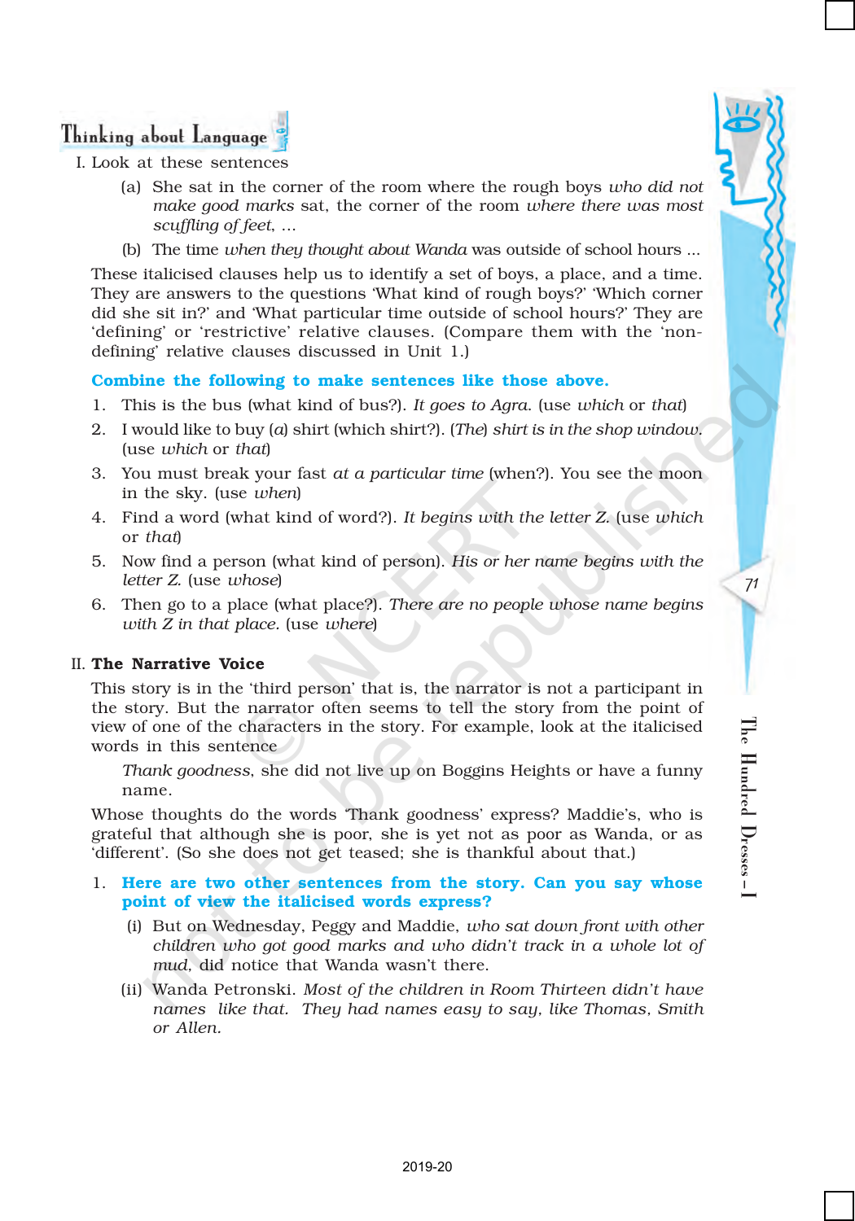## Thinking about Language

I. Look at these sentences

(a) She sat in the corner of the room where the rough boys *who did not make good marks* sat, the corner of the room *where there was most scuffling of feet*, ...

(b) The time *when they thought about Wanda* was outside of school hours ...

These italicised clauses help us to identify a set of boys, a place, and a time. They are answers to the questions 'What kind of rough boys?' 'Which corner did she sit in?' and 'What particular time outside of school hours?' They are 'defining' or 'restrictive' relative clauses. (Compare them with the 'non-defining' relative clauses discussed in Unit 1.)

**Combine the following to make sentences like those above.**

1. This is the bus (what kind of bus?). *It goes to Agra.* (use *which* or *that*)
2. I would like to buy (*a*) shirt (which shirt?). (*The*) *shirt is in the shop window.* (use *which* or *that*)
3. You must break your fast *at a particular time* (when?). You see the moon in the sky. (use *when*)
4. Find a word (what kind of word?). *It begins with the letter Z.* (use *which* or *that*)
5. Now find a person (what kind of person). *His or her name begins with the letter Z.* (use *whose*)
6. Then go to a place (what place?). *There are no people whose name begins with Z in that place.* (use *where*)

II. **The Narrative Voice**

This story is in the 'third person' that is, the narrator is not a participant in the story. But the narrator often seems to tell the story from the point of view of one of the characters in the story. For example, look at the italicised words in this sentence

*Thank goodness*, she did not live up on Boggins Heights or have a funny name.

Whose thoughts do the words 'Thank goodness' express? Maddie's, who is grateful that although she is poor, she is yet not as poor as Wanda, or as 'different'. (So she does not get teased; she is thankful about that.)

1. **Here are two other sentences from the story. Can you say whose point of view the italicised words express?**

   (i) But on Wednesday, Peggy and Maddie, *who sat down front with other children who got good marks and who didn't track in a whole lot of mud*, did notice that Wanda wasn't there.

   (ii) Wanda Petronski. *Most of the children in Room Thirteen didn't have names like that. They had names easy to say, like Thomas, Smith or Allen.*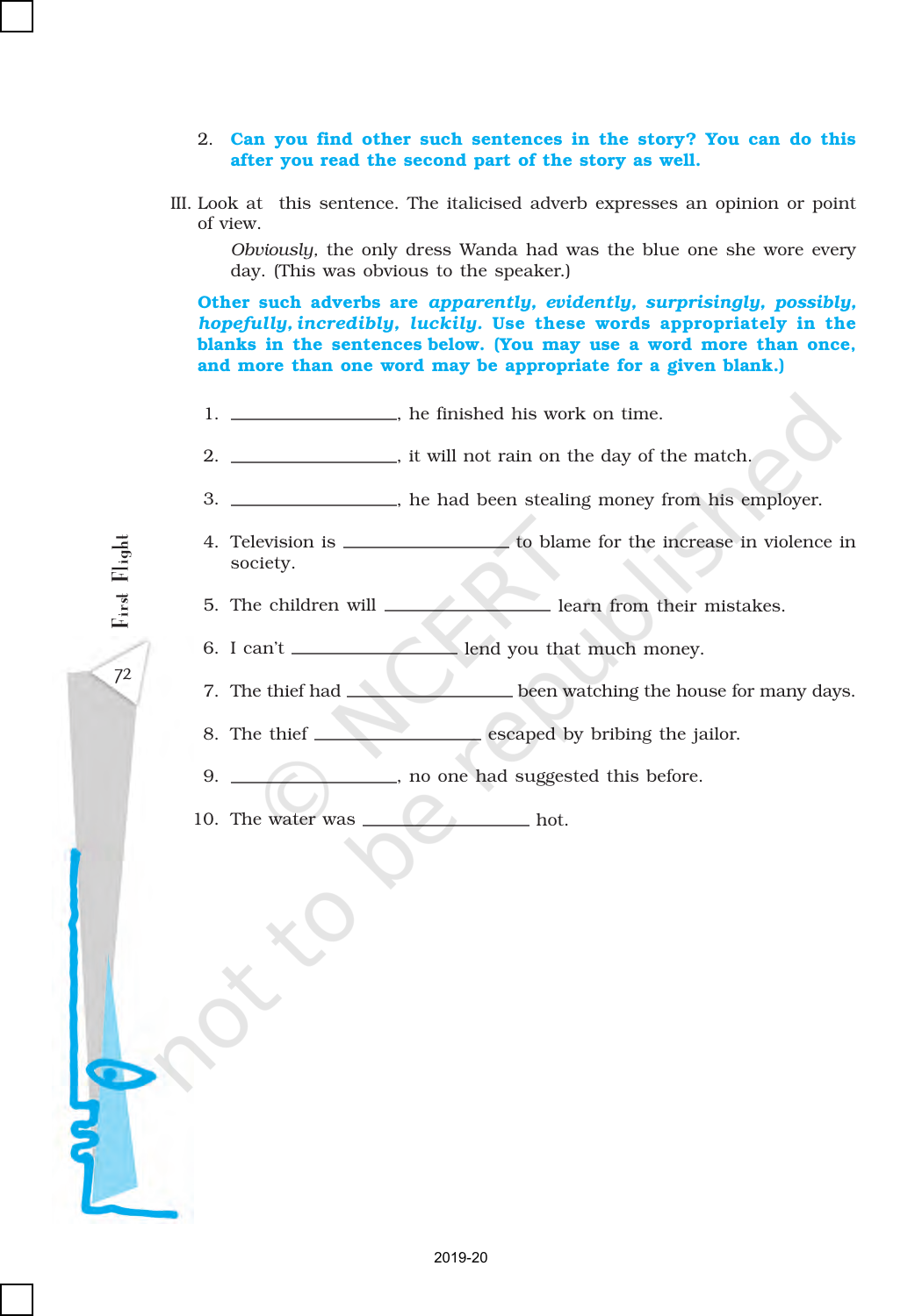2. **Can you find other such sentences in the story? You can do this after you read the second part of the story as well.**

III. Look at this sentence. The italicised adverb expresses an opinion or point of view.

*Obviously*, the only dress Wanda had was the blue one she wore every day. (This was obvious to the speaker.)

**Other such adverbs are *apparently, evidently, surprisingly, possibly, hopefully, incredibly, luckily*. Use these words appropriately in the blanks in the sentences below. (You may use a word more than once, and more than one word may be appropriate for a given blank.)**

1. ________________, he finished his work on time.
2. ________________, it will not rain on the day of the match.
3. ________________, he had been stealing money from his employer.
4. Television is ________________ to blame for the increase in violence in society.
5. The children will ________________ learn from their mistakes.
6. I can't ________________ lend you that much money.
7. The thief had ________________ been watching the house for many days.
8. The thief ________________ escaped by bribing the jailor.
9. ________________, no one had suggested this before.
10. The water was ________________ hot.